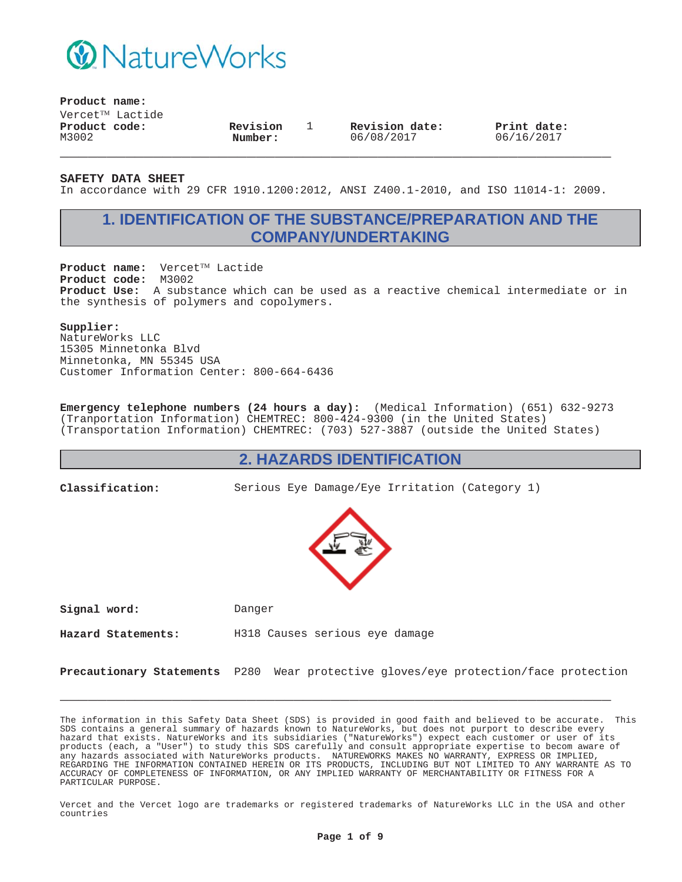NatureWorks

**Product name:**
Vercet™ Lactide

| **Product code:** | **Revision Number:** | **Revision date:** | **Print date:** |
| --- | --- | --- | --- |
| M3002 | 1 | 06/08/2017 | 06/16/2017 |

**SAFETY DATA SHEET**
In accordance with 29 CFR 1910.1200:2012, ANSI Z400.1-2010, and ISO 11014-1: 2009.

## 1. IDENTIFICATION OF THE SUBSTANCE/PREPARATION AND THE COMPANY/UNDERTAKING

**Product name:** Vercet™ Lactide
**Product code:** M3002
**Product Use:** A substance which can be used as a reactive chemical intermediate or in the synthesis of polymers and copolymers.

**Supplier:**
NatureWorks LLC
15305 Minnetonka Blvd
Minnetonka, MN 55345 USA
Customer Information Center: 800-664-6436

**Emergency telephone numbers (24 hours a day):** (Medical Information) (651) 632-9273
(Tranportation Information) CHEMTREC: 800-424-9300 (in the United States)
(Transportation Information) CHEMTREC: (703) 527-3887 (outside the United States)

## 2. HAZARDS IDENTIFICATION

**Classification:** Serious Eye Damage/Eye Irritation (Category 1)

**Signal word:** Danger

**Hazard Statements:** H318 Causes serious eye damage

**Precautionary Statements** P280 Wear protective gloves/eye protection/face protection

The information in this Safety Data Sheet (SDS) is provided in good faith and believed to be accurate. This SDS contains a general summary of hazards known to NatureWorks, but does not purport to describe every hazard that exists. NatureWorks and its subsidiaries ("NatureWorks") expect each customer or user of its products (each, a "User") to study this SDS carefully and consult appropriate expertise to becom aware of any hazards associated with NatureWorks products. NATUREWORKS MAKES NO WARRANTY, EXPRESS OR IMPLIED, REGARDING THE INFORMATION CONTAINED HEREIN OR ITS PRODUCTS, INCLUDING BUT NOT LIMITED TO ANY WARRANTE AS TO ACCURACY OF COMPLETENESS OF INFORMATION, OR ANY IMPLIED WARRANTY OF MERCHANTABILITY OR FITNESS FOR A PARTICULAR PURPOSE.

Vercet and the Vercet logo are trademarks or registered trademarks of NatureWorks LLC in the USA and other countries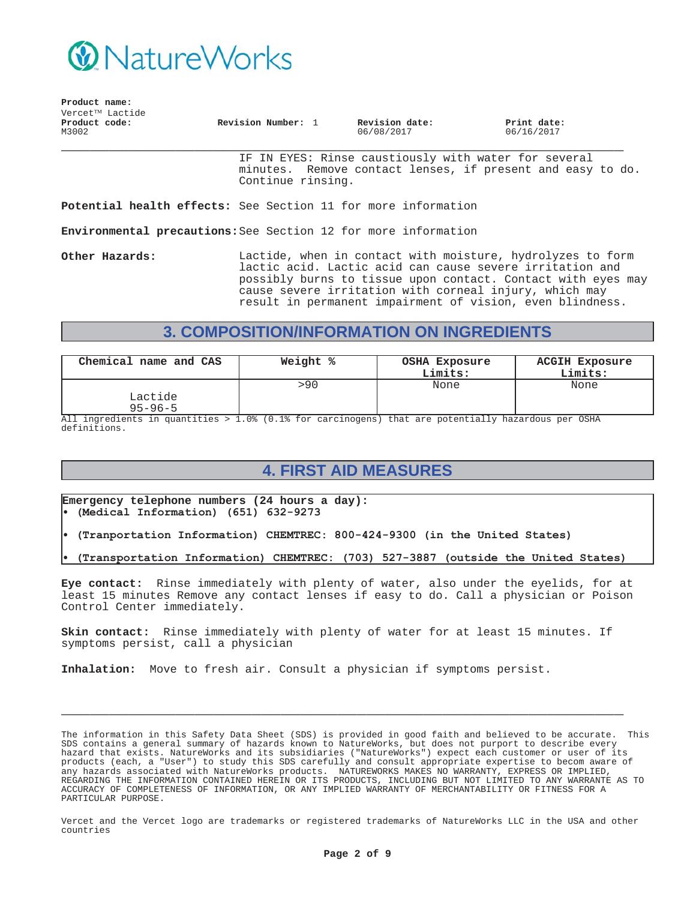IF IN EYES: Rinse caustiously with water for several minutes. Remove contact lenses, if present and easy to do. Continue rinsing.

**Potential health effects:** See Section 11 for more information

**Environmental precautions:** See Section 12 for more information

**Other Hazards:** Lactide, when in contact with moisture, hydrolyzes to form lactic acid. Lactic acid can cause severe irritation and possibly burns to tissue upon contact. Contact with eyes may cause severe irritation with corneal injury, which may result in permanent impairment of vision, even blindness.

## 3. COMPOSITION/INFORMATION ON INGREDIENTS

| Chemical name and CAS | Weight % | OSHA Exposure Limits: | ACGIH Exposure Limits: |
|---|---|---|---|
| Lactide 95-96-5 | >90 | None | None |

All ingredients in quantities > 1.0% (0.1% for carcinogens) that are potentially hazardous per OSHA definitions.

## 4. FIRST AID MEASURES

**Emergency telephone numbers (24 hours a day):**

- **(Medical Information) (651) 632-9273**
- **(Tranportation Information) CHEMTREC: 800-424-9300 (in the United States)**
- **(Transportation Information) CHEMTREC: (703) 527-3887 (outside the United States)**

**Eye contact:** Rinse immediately with plenty of water, also under the eyelids, for at least 15 minutes Remove any contact lenses if easy to do. Call a physician or Poison Control Center immediately.

**Skin contact:** Rinse immediately with plenty of water for at least 15 minutes. If symptoms persist, call a physician

**Inhalation:** Move to fresh air. Consult a physician if symptoms persist.

The information in this Safety Data Sheet (SDS) is provided in good faith and believed to be accurate. This SDS contains a general summary of hazards known to NatureWorks, but does not purport to describe every hazard that exists. NatureWorks and its subsidiaries ("NatureWorks") expect each customer or user of its products (each, a "User") to study this SDS carefully and consult appropriate expertise to becom aware of any hazards associated with NatureWorks products. NATUREWORKS MAKES NO WARRANTY, EXPRESS OR IMPLIED, REGARDING THE INFORMATION CONTAINED HEREIN OR ITS PRODUCTS, INCLUDING BUT NOT LIMITED TO ANY WARRANTE AS TO ACCURACY OF COMPLETENESS OF INFORMATION, OR ANY IMPLIED WARRANTY OF MERCHANTABILITY OR FITNESS FOR A PARTICULAR PURPOSE.

Vercet and the Vercet logo are trademarks or registered trademarks of NatureWorks LLC in the USA and other countries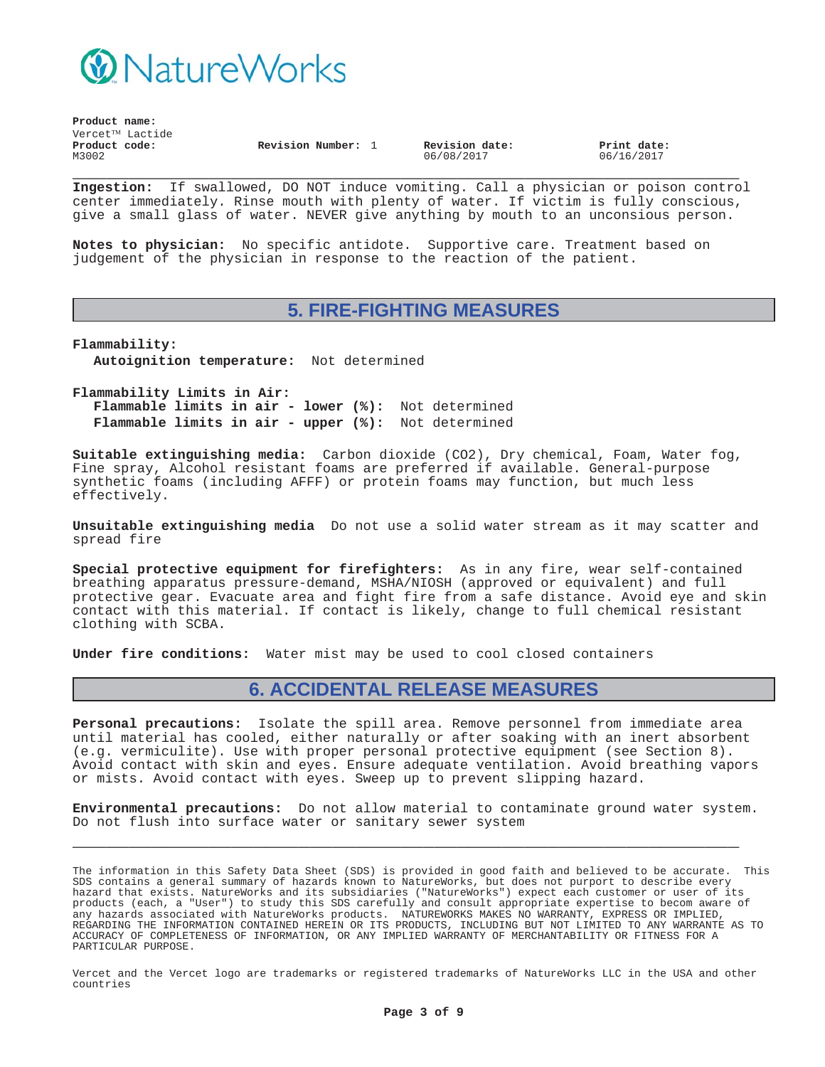**Product name:**
Vercet™ Lactide

**Product code:** M3002 | **Revision Number:** 1 | **Revision date:** 06/08/2017 | **Print date:** 06/16/2017

---

**Ingestion:** If swallowed, DO NOT induce vomiting. Call a physician or poison control center immediately. Rinse mouth with plenty of water. If victim is fully conscious, give a small glass of water. NEVER give anything by mouth to an unconsious person.

**Notes to physician:** No specific antidote. Supportive care. Treatment based on judgement of the physician in response to the reaction of the patient.

## 5. FIRE-FIGHTING MEASURES

**Flammability:**
**Autoignition temperature:** Not determined

**Flammability Limits in Air:**
**Flammable limits in air - lower (%):** Not determined
**Flammable limits in air - upper (%):** Not determined

**Suitable extinguishing media:** Carbon dioxide ($CO_2$), Dry chemical, Foam, Water fog, Fine spray, Alcohol resistant foams are preferred if available. General-purpose synthetic foams (including AFFF) or protein foams may function, but much less effectively.

**Unsuitable extinguishing media** Do not use a solid water stream as it may scatter and spread fire

**Special protective equipment for firefighters:** As in any fire, wear self-contained breathing apparatus pressure-demand, MSHA/NIOSH (approved or equivalent) and full protective gear. Evacuate area and fight fire from a safe distance. Avoid eye and skin contact with this material. If contact is likely, change to full chemical resistant clothing with SCBA.

**Under fire conditions:** Water mist may be used to cool closed containers

## 6. ACCIDENTAL RELEASE MEASURES

**Personal precautions:** Isolate the spill area. Remove personnel from immediate area until material has cooled, either naturally or after soaking with an inert absorbent (e.g. vermiculite). Use with proper personal protective equipment (see Section 8). Avoid contact with skin and eyes. Ensure adequate ventilation. Avoid breathing vapors or mists. Avoid contact with eyes. Sweep up to prevent slipping hazard.

**Environmental precautions:** Do not allow material to contaminate ground water system. Do not flush into surface water or sanitary sewer system

---

The information in this Safety Data Sheet (SDS) is provided in good faith and believed to be accurate. This SDS contains a general summary of hazards known to NatureWorks, but does not purport to describe every hazard that exists. NatureWorks and its subsidiaries ("NatureWorks") expect each customer or user of its products (each, a "User") to study this SDS carefully and consult appropriate expertise to becom aware of any hazards associated with NatureWorks products. NATUREWORKS MAKES NO WARRANTY, EXPRESS OR IMPLIED, REGARDING THE INFORMATION CONTAINED HEREIN OR ITS PRODUCTS, INCLUDING BUT NOT LIMITED TO ANY WARRANTE AS TO ACCURACY OF COMPLETENESS OF INFORMATION, OR ANY IMPLIED WARRANTY OF MERCHANTABILITY OR FITNESS FOR A PARTICULAR PURPOSE.

Vercet and the Vercet logo are trademarks or registered trademarks of NatureWorks LLC in the USA and other countries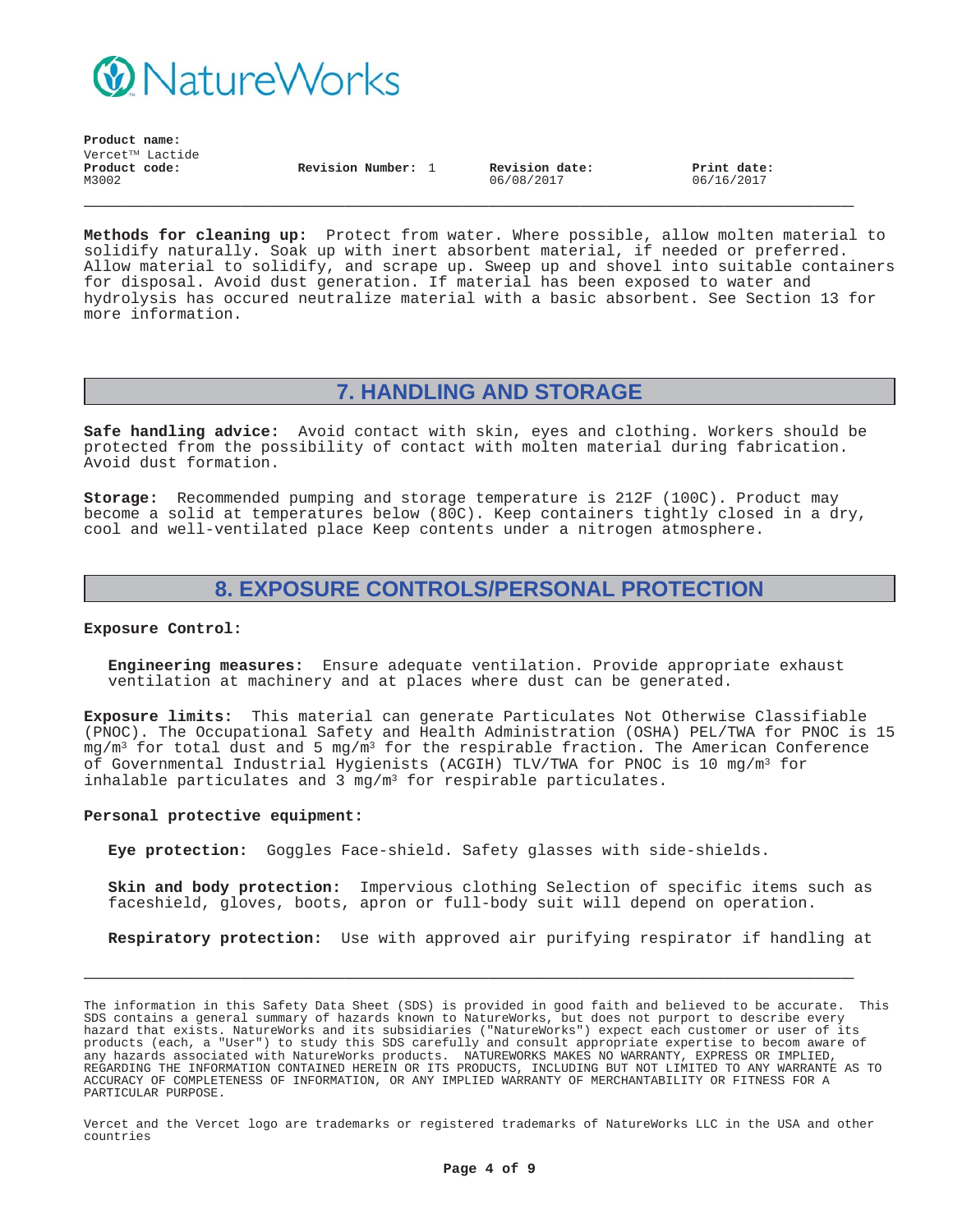**Methods for cleaning up:** Protect from water. Where possible, allow molten material to solidify naturally. Soak up with inert absorbent material, if needed or preferred. Allow material to solidify, and scrape up. Sweep up and shovel into suitable containers for disposal. Avoid dust generation. If material has been exposed to water and hydrolysis has occured neutralize material with a basic absorbent. See Section 13 for more information.

## 7. HANDLING AND STORAGE

**Safe handling advice:** Avoid contact with skin, eyes and clothing. Workers should be protected from the possibility of contact with molten material during fabrication. Avoid dust formation.

**Storage:** Recommended pumping and storage temperature is 212F (100C). Product may become a solid at temperatures below (80C). Keep containers tightly closed in a dry, cool and well-ventilated place Keep contents under a nitrogen atmosphere.

## 8. EXPOSURE CONTROLS/PERSONAL PROTECTION

**Exposure Control:**

**Engineering measures:** Ensure adequate ventilation. Provide appropriate exhaust ventilation at machinery and at places where dust can be generated.

**Exposure limits:** This material can generate Particulates Not Otherwise Classifiable (PNOC). The Occupational Safety and Health Administration (OSHA) PEL/TWA for PNOC is 15 mg/m³ for total dust and 5 mg/m³ for the respirable fraction. The American Conference of Governmental Industrial Hygienists (ACGIH) TLV/TWA for PNOC is 10 mg/m³ for inhalable particulates and 3 mg/m³ for respirable particulates.

**Personal protective equipment:**

**Eye protection:** Goggles Face-shield. Safety glasses with side-shields.

**Skin and body protection:** Impervious clothing Selection of specific items such as faceshield, gloves, boots, apron or full-body suit will depend on operation.

**Respiratory protection:** Use with approved air purifying respirator if handling at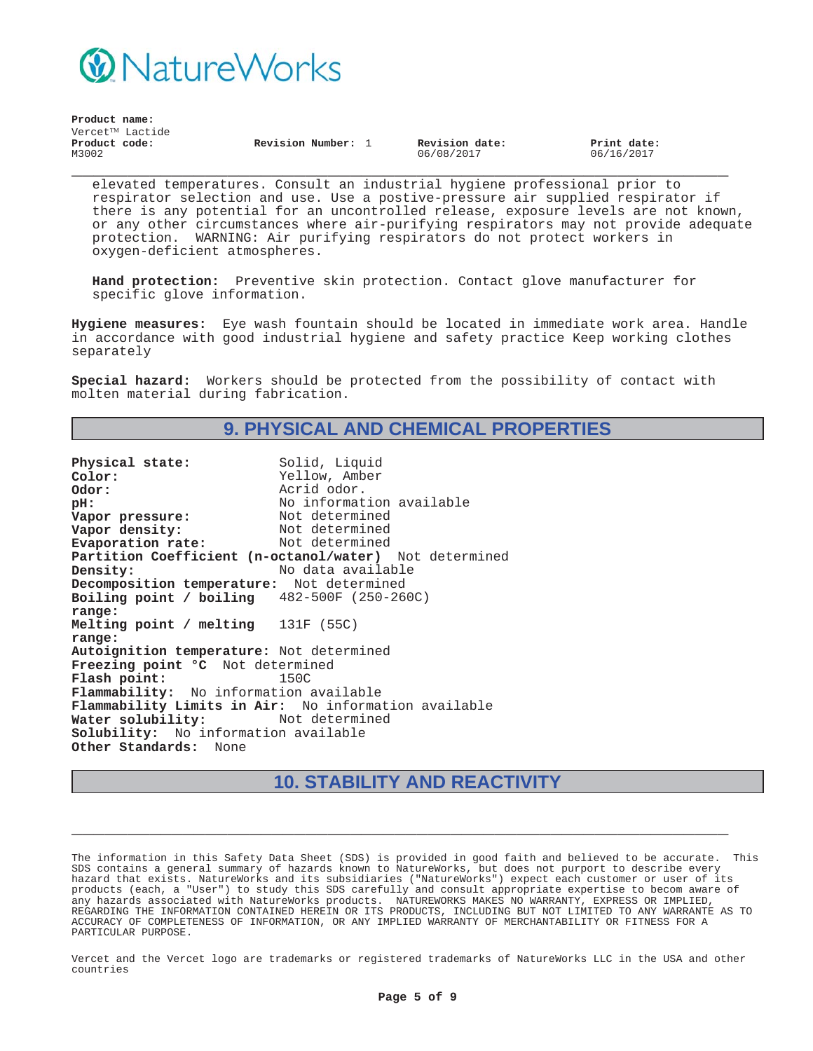elevated temperatures. Consult an industrial hygiene professional prior to respirator selection and use. Use a postive-pressure air supplied respirator if there is any potential for an uncontrolled release, exposure levels are not known, or any other circumstances where air-purifying respirators may not provide adequate protection. WARNING: Air purifying respirators do not protect workers in oxygen-deficient atmospheres.

**Hand protection:** Preventive skin protection. Contact glove manufacturer for specific glove information.

**Hygiene measures:** Eye wash fountain should be located in immediate work area. Handle in accordance with good industrial hygiene and safety practice Keep working clothes separately

**Special hazard:** Workers should be protected from the possibility of contact with molten material during fabrication.

## 9. PHYSICAL AND CHEMICAL PROPERTIES

**Physical state:** Solid, Liquid
**Color:** Yellow, Amber
**Odor:** Acrid odor.
**pH:** No information available
**Vapor pressure:** Not determined
**Vapor density:** Not determined
**Evaporation rate:** Not determined
**Partition Coefficient (n-octanol/water)** Not determined
**Density:** No data available
**Decomposition temperature:** Not determined
**Boiling point / boiling range:** 482-500F (250-260C)
**Melting point / melting range:** 131F (55C)
**Autoignition temperature:** Not determined
**Freezing point °C** Not determined
**Flash point:** 150C
**Flammability:** No information available
**Flammability Limits in Air:** No information available
**Water solubility:** Not determined
**Solubility:** No information available
**Other Standards:** None

## 10. STABILITY AND REACTIVITY

The information in this Safety Data Sheet (SDS) is provided in good faith and believed to be accurate. This SDS contains a general summary of hazards known to NatureWorks, but does not purport to describe every hazard that exists. NatureWorks and its subsidiaries ("NatureWorks") expect each customer or user of its products (each, a "User") to study this SDS carefully and consult appropriate expertise to becom aware of any hazards associated with NatureWorks products. NATUREWORKS MAKES NO WARRANTY, EXPRESS OR IMPLIED, REGARDING THE INFORMATION CONTAINED HEREIN OR ITS PRODUCTS, INCLUDING BUT NOT LIMITED TO ANY WARRANTE AS TO ACCURACY OF COMPLETENESS OF INFORMATION, OR ANY IMPLIED WARRANTY OF MERCHANTABILITY OR FITNESS FOR A PARTICULAR PURPOSE.

Vercet and the Vercet logo are trademarks or registered trademarks of NatureWorks LLC in the USA and other countries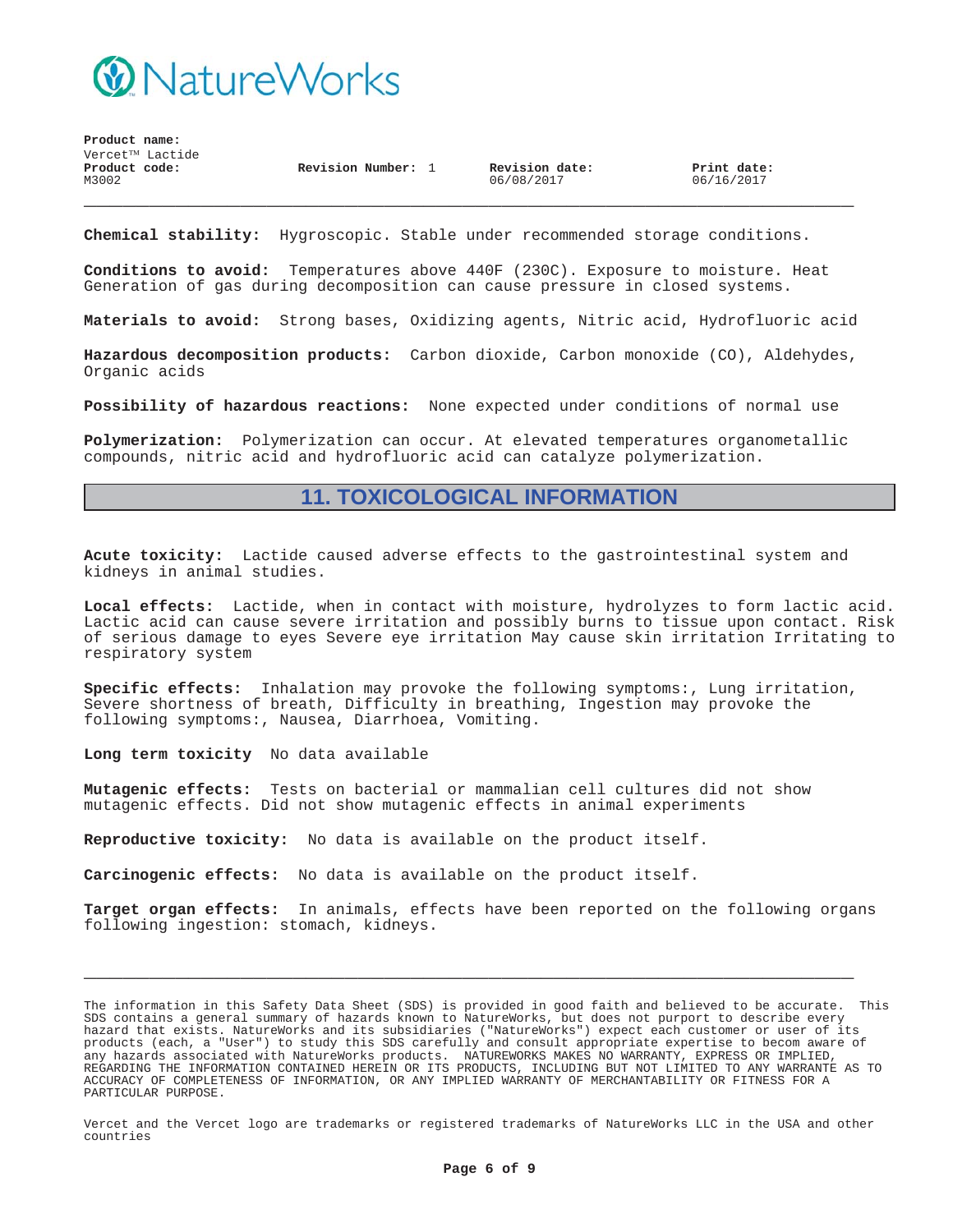**Product name:**
Vercet™ Lactide

**Product code:** M3002 | **Revision Number:** 1 | **Revision date:** 06/08/2017 | **Print date:** 06/16/2017

---

**Chemical stability:** Hygroscopic. Stable under recommended storage conditions.

**Conditions to avoid:** Temperatures above 440F (230C). Exposure to moisture. Heat Generation of gas during decomposition can cause pressure in closed systems.

**Materials to avoid:** Strong bases, Oxidizing agents, Nitric acid, Hydrofluoric acid

**Hazardous decomposition products:** Carbon dioxide, Carbon monoxide (CO), Aldehydes, Organic acids

**Possibility of hazardous reactions:** None expected under conditions of normal use

**Polymerization:** Polymerization can occur. At elevated temperatures organometallic compounds, nitric acid and hydrofluoric acid can catalyze polymerization.

## 11. TOXICOLOGICAL INFORMATION

**Acute toxicity:** Lactide caused adverse effects to the gastrointestinal system and kidneys in animal studies.

**Local effects:** Lactide, when in contact with moisture, hydrolyzes to form lactic acid. Lactic acid can cause severe irritation and possibly burns to tissue upon contact. Risk of serious damage to eyes Severe eye irritation May cause skin irritation Irritating to respiratory system

**Specific effects:** Inhalation may provoke the following symptoms:, Lung irritation, Severe shortness of breath, Difficulty in breathing, Ingestion may provoke the following symptoms:, Nausea, Diarrhoea, Vomiting.

**Long term toxicity** No data available

**Mutagenic effects:** Tests on bacterial or mammalian cell cultures did not show mutagenic effects. Did not show mutagenic effects in animal experiments

**Reproductive toxicity:** No data is available on the product itself.

**Carcinogenic effects:** No data is available on the product itself.

**Target organ effects:** In animals, effects have been reported on the following organs following ingestion: stomach, kidneys.

---

The information in this Safety Data Sheet (SDS) is provided in good faith and believed to be accurate. This SDS contains a general summary of hazards known to NatureWorks, but does not purport to describe every hazard that exists. NatureWorks and its subsidiaries ("NatureWorks") expect each customer or user of its products (each, a "User") to study this SDS carefully and consult appropriate expertise to becom aware of any hazards associated with NatureWorks products. NATUREWORKS MAKES NO WARRANTY, EXPRESS OR IMPLIED, REGARDING THE INFORMATION CONTAINED HEREIN OR ITS PRODUCTS, INCLUDING BUT NOT LIMITED TO ANY WARRANTE AS TO ACCURACY OF COMPLETENESS OF INFORMATION, OR ANY IMPLIED WARRANTY OF MERCHANTABILITY OR FITNESS FOR A PARTICULAR PURPOSE.

Vercet and the Vercet logo are trademarks or registered trademarks of NatureWorks LLC in the USA and other countries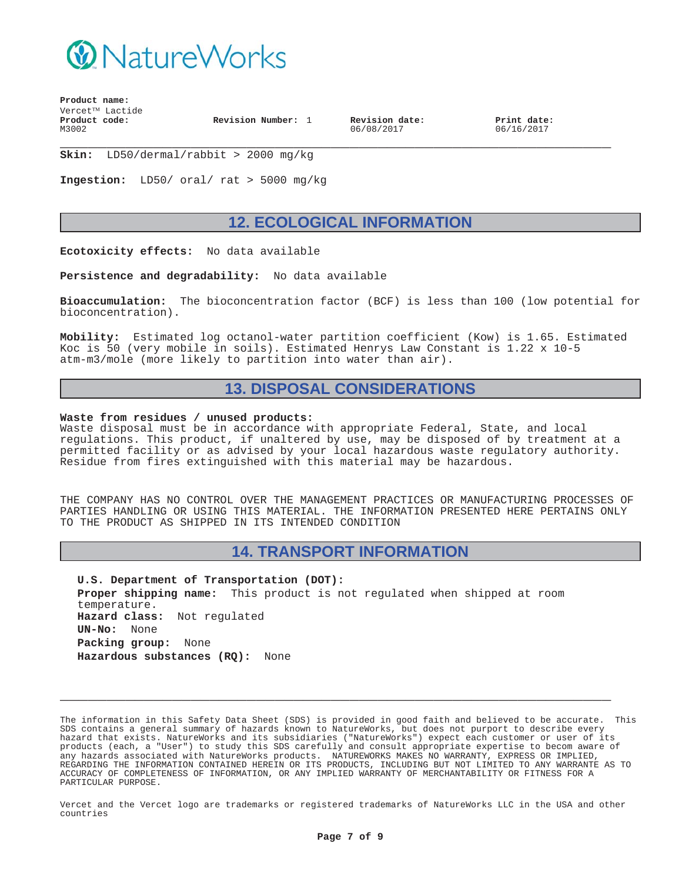**Skin:** LD50/dermal/rabbit > 2000 mg/kg

**Ingestion:** LD50/ oral/ rat > 5000 mg/kg

## 12. ECOLOGICAL INFORMATION

**Ecotoxicity effects:** No data available

**Persistence and degradability:** No data available

**Bioaccumulation:** The bioconcentration factor (BCF) is less than 100 (low potential for bioconcentration).

**Mobility:** Estimated log octanol-water partition coefficient (Kow) is 1.65. Estimated Koc is 50 (very mobile in soils). Estimated Henrys Law Constant is 1.22 x 10-5 atm-m3/mole (more likely to partition into water than air).

## 13. DISPOSAL CONSIDERATIONS

**Waste from residues / unused products:**
Waste disposal must be in accordance with appropriate Federal, State, and local regulations. This product, if unaltered by use, may be disposed of by treatment at a permitted facility or as advised by your local hazardous waste regulatory authority. Residue from fires extinguished with this material may be hazardous.

THE COMPANY HAS NO CONTROL OVER THE MANAGEMENT PRACTICES OR MANUFACTURING PROCESSES OF PARTIES HANDLING OR USING THIS MATERIAL. THE INFORMATION PRESENTED HERE PERTAINS ONLY TO THE PRODUCT AS SHIPPED IN ITS INTENDED CONDITION

## 14. TRANSPORT INFORMATION

**U.S. Department of Transportation (DOT):**
**Proper shipping name:** This product is not regulated when shipped at room temperature.
**Hazard class:** Not regulated
**UN-No:** None
**Packing group:** None
**Hazardous substances (RQ):** None

The information in this Safety Data Sheet (SDS) is provided in good faith and believed to be accurate. This SDS contains a general summary of hazards known to NatureWorks, but does not purport to describe every hazard that exists. NatureWorks and its subsidiaries ("NatureWorks") expect each customer or user of its products (each, a "User") to study this SDS carefully and consult appropriate expertise to becom aware of any hazards associated with NatureWorks products. NATUREWORKS MAKES NO WARRANTY, EXPRESS OR IMPLIED, REGARDING THE INFORMATION CONTAINED HEREIN OR ITS PRODUCTS, INCLUDING BUT NOT LIMITED TO ANY WARRANTE AS TO ACCURACY OF COMPLETENESS OF INFORMATION, OR ANY IMPLIED WARRANTY OF MERCHANTABILITY OR FITNESS FOR A PARTICULAR PURPOSE.

Vercet and the Vercet logo are trademarks or registered trademarks of NatureWorks LLC in the USA and other countries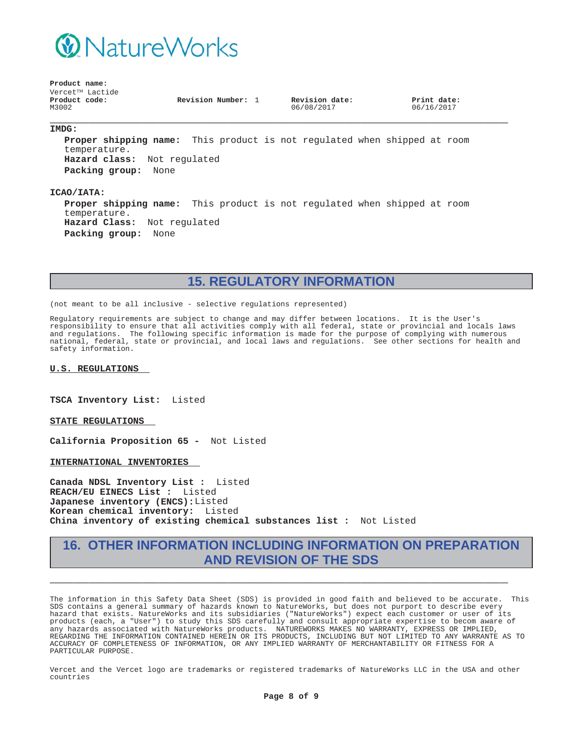**IMDG:**

**Proper shipping name:** This product is not regulated when shipped at room temperature.
**Hazard class:** Not regulated
**Packing group:** None

**ICAO/IATA:**

**Proper shipping name:** This product is not regulated when shipped at room temperature.
**Hazard Class:** Not regulated
**Packing group:** None

## 15. REGULATORY INFORMATION

(not meant to be all inclusive - selective regulations represented)

Regulatory requirements are subject to change and may differ between locations. It is the User's responsibility to ensure that all activities comply with all federal, state or provincial and locals laws and regulations. The following specific information is made for the purpose of complying with numerous national, federal, state or provincial, and local laws and regulations. See other sections for health and safety information.

**U.S. REGULATIONS**

**TSCA Inventory List:** Listed

**STATE REGULATIONS**

**California Proposition 65 -** Not Listed

**INTERNATIONAL INVENTORIES**

**Canada NDSL Inventory List :** Listed
**REACH/EU EINECS List :** Listed
**Japanese inventory (ENCS):** Listed
**Korean chemical inventory:** Listed
**China inventory of existing chemical substances list :** Not Listed

## 16. OTHER INFORMATION INCLUDING INFORMATION ON PREPARATION AND REVISION OF THE SDS

The information in this Safety Data Sheet (SDS) is provided in good faith and believed to be accurate. This SDS contains a general summary of hazards known to NatureWorks, but does not purport to describe every hazard that exists. NatureWorks and its subsidiaries ("NatureWorks") expect each customer or user of its products (each, a "User") to study this SDS carefully and consult appropriate expertise to becom aware of any hazards associated with NatureWorks products. NATUREWORKS MAKES NO WARRANTY, EXPRESS OR IMPLIED, REGARDING THE INFORMATION CONTAINED HEREIN OR ITS PRODUCTS, INCLUDING BUT NOT LIMITED TO ANY WARRANTE AS TO ACCURACY OF COMPLETENESS OF INFORMATION, OR ANY IMPLIED WARRANTY OF MERCHANTABILITY OR FITNESS FOR A PARTICULAR PURPOSE.

Vercet and the Vercet logo are trademarks or registered trademarks of NatureWorks LLC in the USA and other countries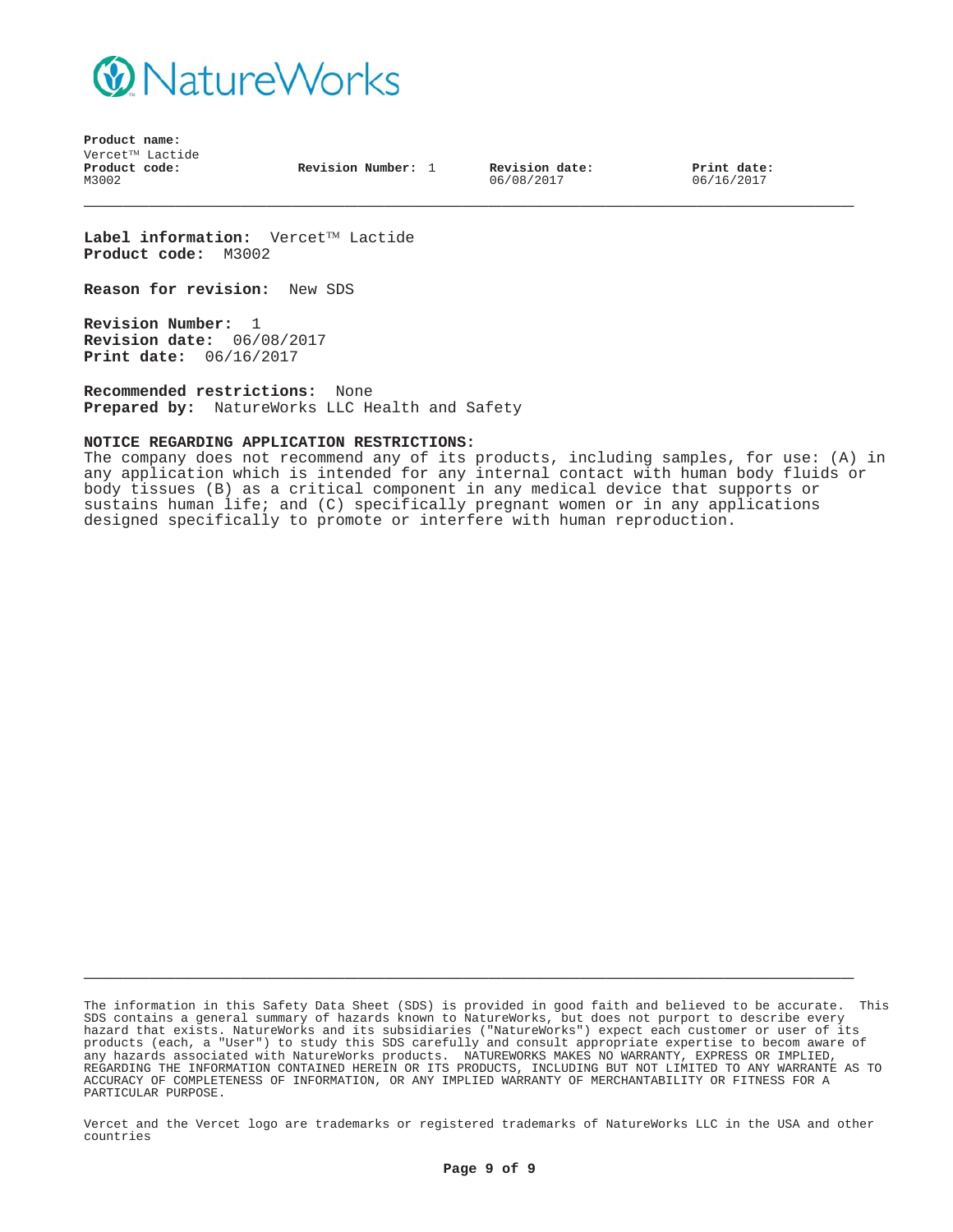**Label information:** Vercet™ Lactide
**Product code:** M3002

**Reason for revision:** New SDS

**Revision Number:** 1
**Revision date:** 06/08/2017
**Print date:** 06/16/2017

**Recommended restrictions:** None
**Prepared by:** NatureWorks LLC Health and Safety

**NOTICE REGARDING APPLICATION RESTRICTIONS:**
The company does not recommend any of its products, including samples, for use: (A) in any application which is intended for any internal contact with human body fluids or body tissues (B) as a critical component in any medical device that supports or sustains human life; and (C) specifically pregnant women or in any applications designed specifically to promote or interfere with human reproduction.

The information in this Safety Data Sheet (SDS) is provided in good faith and believed to be accurate. This SDS contains a general summary of hazards known to NatureWorks, but does not purport to describe every hazard that exists. NatureWorks and its subsidiaries ("NatureWorks") expect each customer or user of its products (each, a "User") to study this SDS carefully and consult appropriate expertise to becom aware of any hazards associated with NatureWorks products. NATUREWORKS MAKES NO WARRANTY, EXPRESS OR IMPLIED, REGARDING THE INFORMATION CONTAINED HEREIN OR ITS PRODUCTS, INCLUDING BUT NOT LIMITED TO ANY WARRANTE AS TO ACCURACY OF COMPLETENESS OF INFORMATION, OR ANY IMPLIED WARRANTY OF MERCHANTABILITY OR FITNESS FOR A PARTICULAR PURPOSE.

Vercet and the Vercet logo are trademarks or registered trademarks of NatureWorks LLC in the USA and other countries